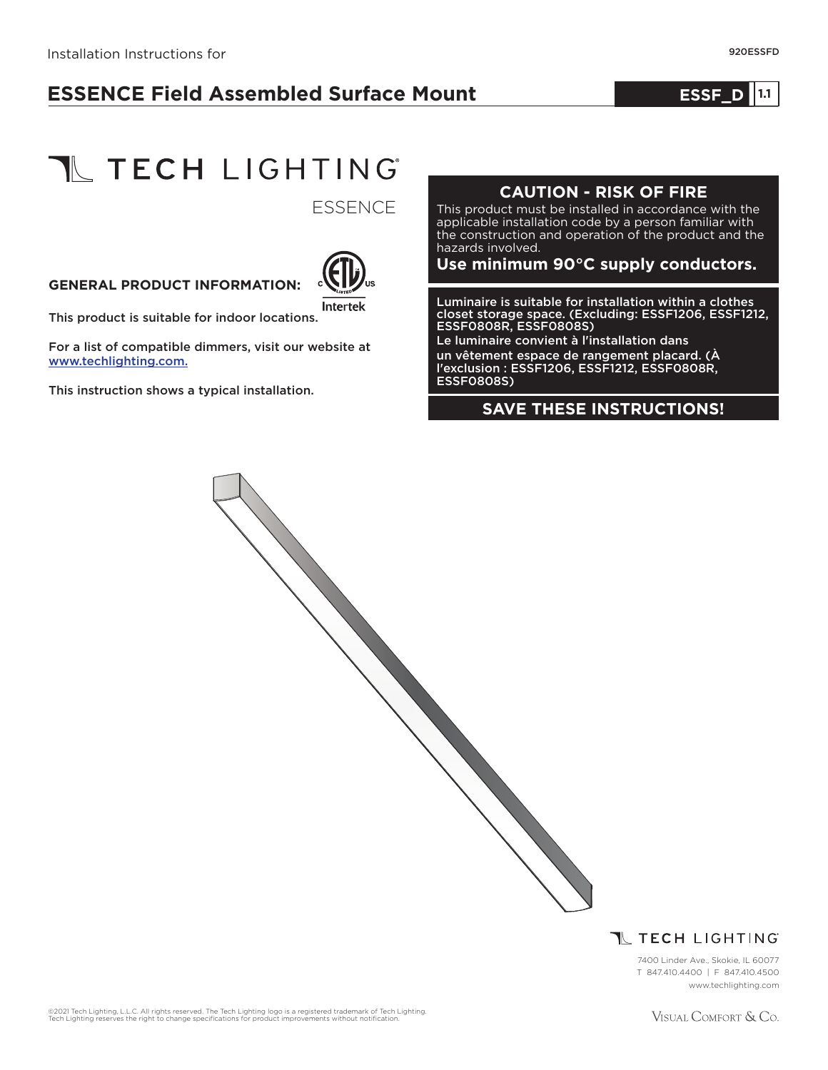Installation Instructions for

920ESSFD

# ESSENCE Field Assembled Surface Mount

**ESSF_D** 1.1

TECH LIGHTING

ESSENCE

**GENERAL PRODUCT INFORMATION:**

Intertek

This product is suitable for indoor locations.

For a list of compatible dimmers, visit our website at www.techlighting.com.

This instruction shows a typical installation.

## CAUTION - RISK OF FIRE

This product must be installed in accordance with the applicable installation code by a person familiar with the construction and operation of the product and the hazards involved.

**Use minimum 90°C supply conductors.**

**Luminaire is suitable for installation within a clothes closet storage space. (Excluding: ESSF1206, ESSF1212, ESSF0808R, ESSF0808S)**

**Le luminaire convient à l'installation dans un vêtement espace de rangement placard. (À l'exclusion : ESSF1206, ESSF1212, ESSF0808R, ESSF0808S)**

## SAVE THESE INSTRUCTIONS!

TECH LIGHTING

7400 Linder Ave., Skokie, IL 60077
T 847.410.4400 | F 847.410.4500
www.techlighting.com

©2021 Tech Lighting, L.L.C. All rights reserved. The Tech Lighting logo is a registered trademark of Tech Lighting.
Tech Lighting reserves the right to change specifications for product improvements without notification.

Visual Comfort & Co.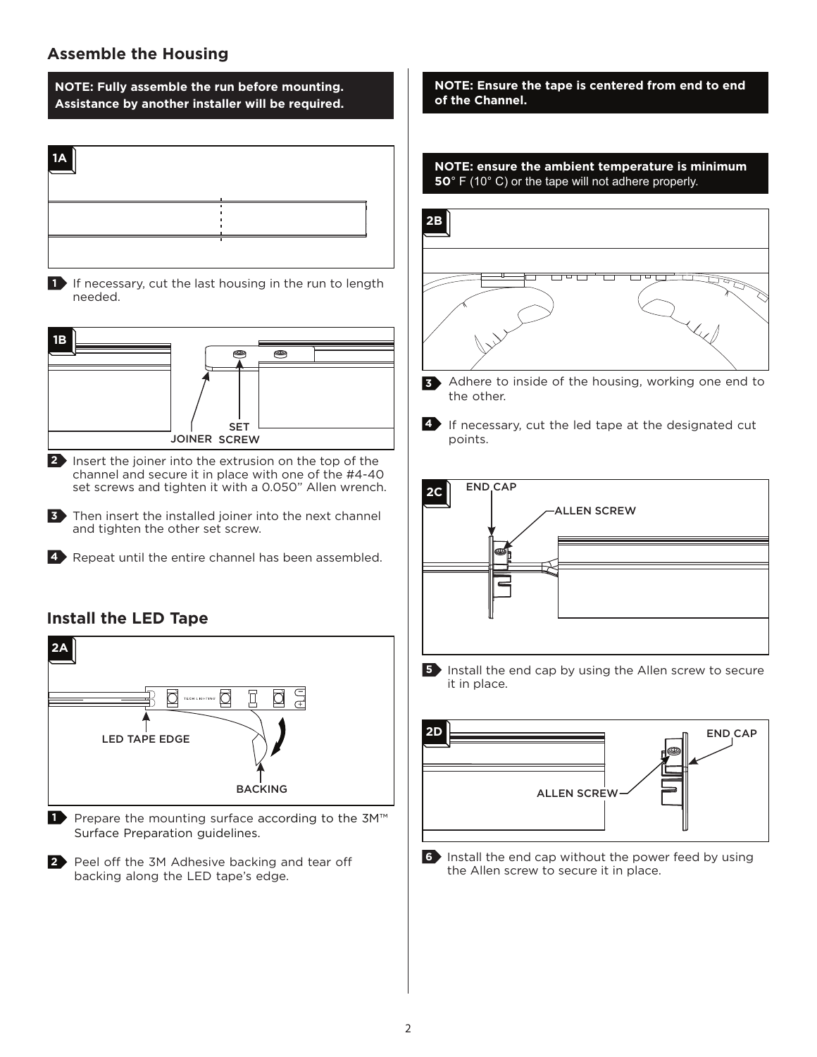## Assemble the Housing

**NOTE: Fully assemble the run before mounting. Assistance by another installer will be required.**

1A

1 If necessary, cut the last housing in the run to length needed.

1B

JOINER SET SCREW

2 Insert the joiner into the extrusion on the top of the channel and secure it in place with one of the #4-40 set screws and tighten it with a 0.050" Allen wrench.

3 Then insert the installed joiner into the next channel and tighten the other set screw.

4 Repeat until the entire channel has been assembled.

## Install the LED Tape

2A

LED TAPE EDGE

BACKING

1 Prepare the mounting surface according to the 3M™ Surface Preparation guidelines.

2 Peel off the 3M Adhesive backing and tear off backing along the LED tape's edge.

**NOTE: Ensure the tape is centered from end to end of the Channel.**

**NOTE: ensure the ambient temperature is minimum 50°** F (10° C) or the tape will not adhere properly.

2B

3 Adhere to inside of the housing, working one end to the other.

4 If necessary, cut the led tape at the designated cut points.

2C

END CAP

ALLEN SCREW

5 Install the end cap by using the Allen screw to secure it in place.

2D

END CAP

ALLEN SCREW

6 Install the end cap without the power feed by using the Allen screw to secure it in place.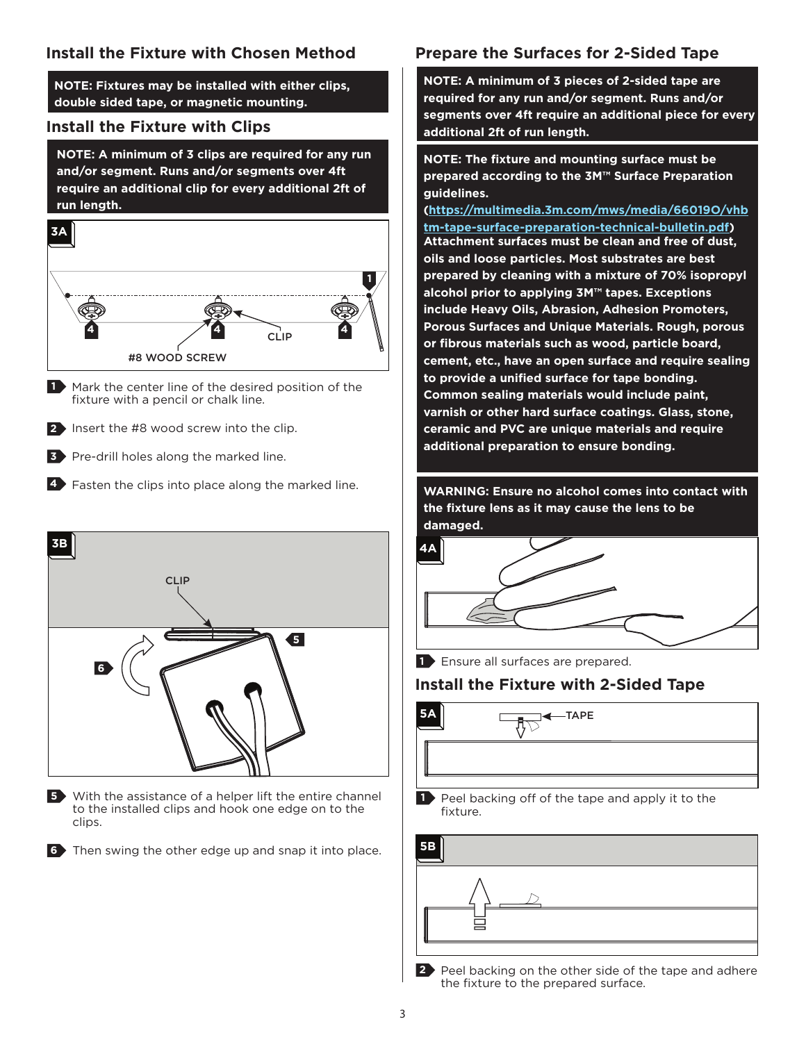## Install the Fixture with Chosen Method

**NOTE: Fixtures may be installed with either clips, double sided tape, or magnetic mounting.**

## Install the Fixture with Clips

**NOTE: A minimum of 3 clips are required for any run and/or segment. Runs and/or segments over 4ft require an additional clip for every additional 2ft of run length.**

3A

1. Mark the center line of the desired position of the fixture with a pencil or chalk line.
2. Insert the #8 wood screw into the clip.
3. Pre-drill holes along the marked line.
4. Fasten the clips into place along the marked line.

3B

5. With the assistance of a helper lift the entire channel to the installed clips and hook one edge on to the clips.
6. Then swing the other edge up and snap it into place.

## Prepare the Surfaces for 2-Sided Tape

**NOTE: A minimum of 3 pieces of 2-sided tape are required for any run and/or segment. Runs and/or segments over 4ft require an additional piece for every additional 2ft of run length.**

**NOTE: The fixture and mounting surface must be prepared according to the 3M™ Surface Preparation guidelines. (https://multimedia.3m.com/mws/media/66019O/vhbtm-tape-surface-preparation-technical-bulletin.pdf) Attachment surfaces must be clean and free of dust, oils and loose particles. Most substrates are best prepared by cleaning with a mixture of 70% isopropyl alcohol prior to applying 3M™ tapes. Exceptions include Heavy Oils, Abrasion, Adhesion Promoters, Porous Surfaces and Unique Materials. Rough, porous or fibrous materials such as wood, particle board, cement, etc., have an open surface and require sealing to provide a unified surface for tape bonding. Common sealing materials would include paint, varnish or other hard surface coatings. Glass, stone, ceramic and PVC are unique materials and require additional preparation to ensure bonding.**

**WARNING: Ensure no alcohol comes into contact with the fixture lens as it may cause the lens to be damaged.**

4A

1. Ensure all surfaces are prepared.

## Install the Fixture with 2-Sided Tape

5A

1. Peel backing off of the tape and apply it to the fixture.

5B

2. Peel backing on the other side of the tape and adhere the fixture to the prepared surface.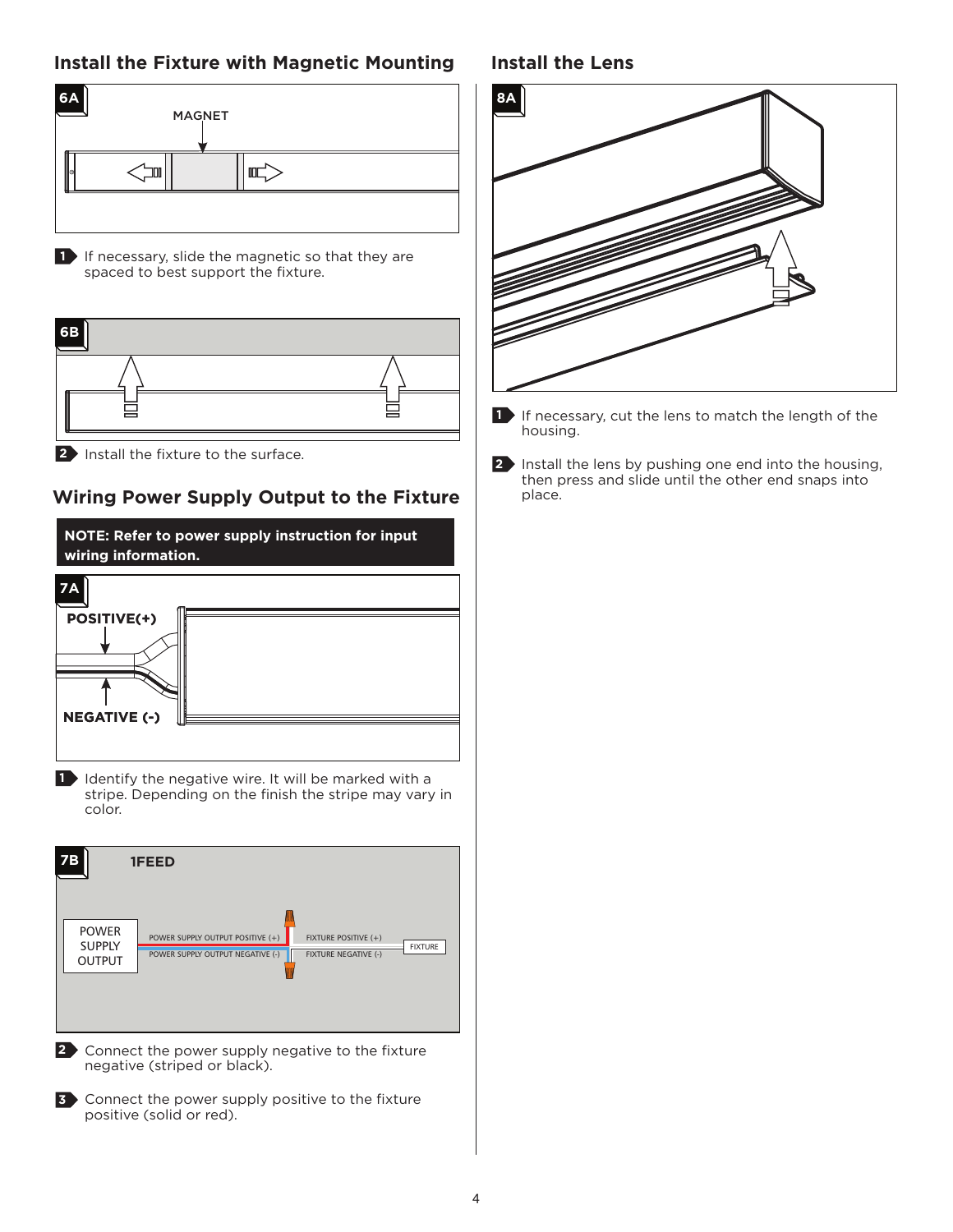## Install the Fixture with Magnetic Mounting

6A

MAGNET

1. If necessary, slide the magnetic so that they are spaced to best support the fixture.

6B

2. Install the fixture to the surface.

## Wiring Power Supply Output to the Fixture

**NOTE: Refer to power supply instruction for input wiring information.**

7A

**POSITIVE(+)**

**NEGATIVE (-)**

1. Identify the negative wire. It will be marked with a stripe. Depending on the finish the stripe may vary in color.

7B

**1FEED**

POWER SUPPLY OUTPUT

POWER SUPPLY OUTPUT POSITIVE (+)

POWER SUPPLY OUTPUT NEGATIVE (-)

FIXTURE POSITIVE (+)

FIXTURE NEGATIVE (-)

FIXTURE

2. Connect the power supply negative to the fixture negative (striped or black).

3. Connect the power supply positive to the fixture positive (solid or red).

## Install the Lens

8A

1. If necessary, cut the lens to match the length of the housing.

2. Install the lens by pushing one end into the housing, then press and slide until the other end snaps into place.